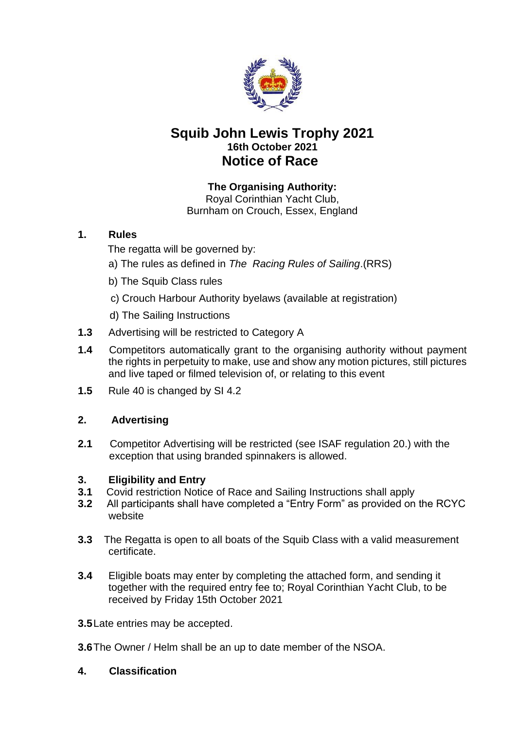# Squib John Lewis Trophy 2021

**16th October 2021**

# Notice of Race

**The Organising Authority:**
Royal Corinthian Yacht Club,
Burnham on Crouch, Essex, England

## 1. Rules

The regatta will be governed by:

a) The rules as defined in *The Racing Rules of Sailing*.(RRS)

b) The Squib Class rules

c) Crouch Harbour Authority byelaws (available at registration)

d) The Sailing Instructions

**1.3** Advertising will be restricted to Category A

**1.4** Competitors automatically grant to the organising authority without payment the rights in perpetuity to make, use and show any motion pictures, still pictures and live taped or filmed television of, or relating to this event

**1.5** Rule 40 is changed by SI 4.2

## 2. Advertising

**2.1** Competitor Advertising will be restricted (see ISAF regulation 20.) with the exception that using branded spinnakers is allowed.

## 3. Eligibility and Entry

**3.1** Covid restriction Notice of Race and Sailing Instructions shall apply

**3.2** All participants shall have completed a "Entry Form" as provided on the RCYC website

**3.3** The Regatta is open to all boats of the Squib Class with a valid measurement certificate.

**3.4** Eligible boats may enter by completing the attached form, and sending it together with the required entry fee to; Royal Corinthian Yacht Club, to be received by Friday 15th October 2021

**3.5** Late entries may be accepted.

**3.6** The Owner / Helm shall be an up to date member of the NSOA.

## 4. Classification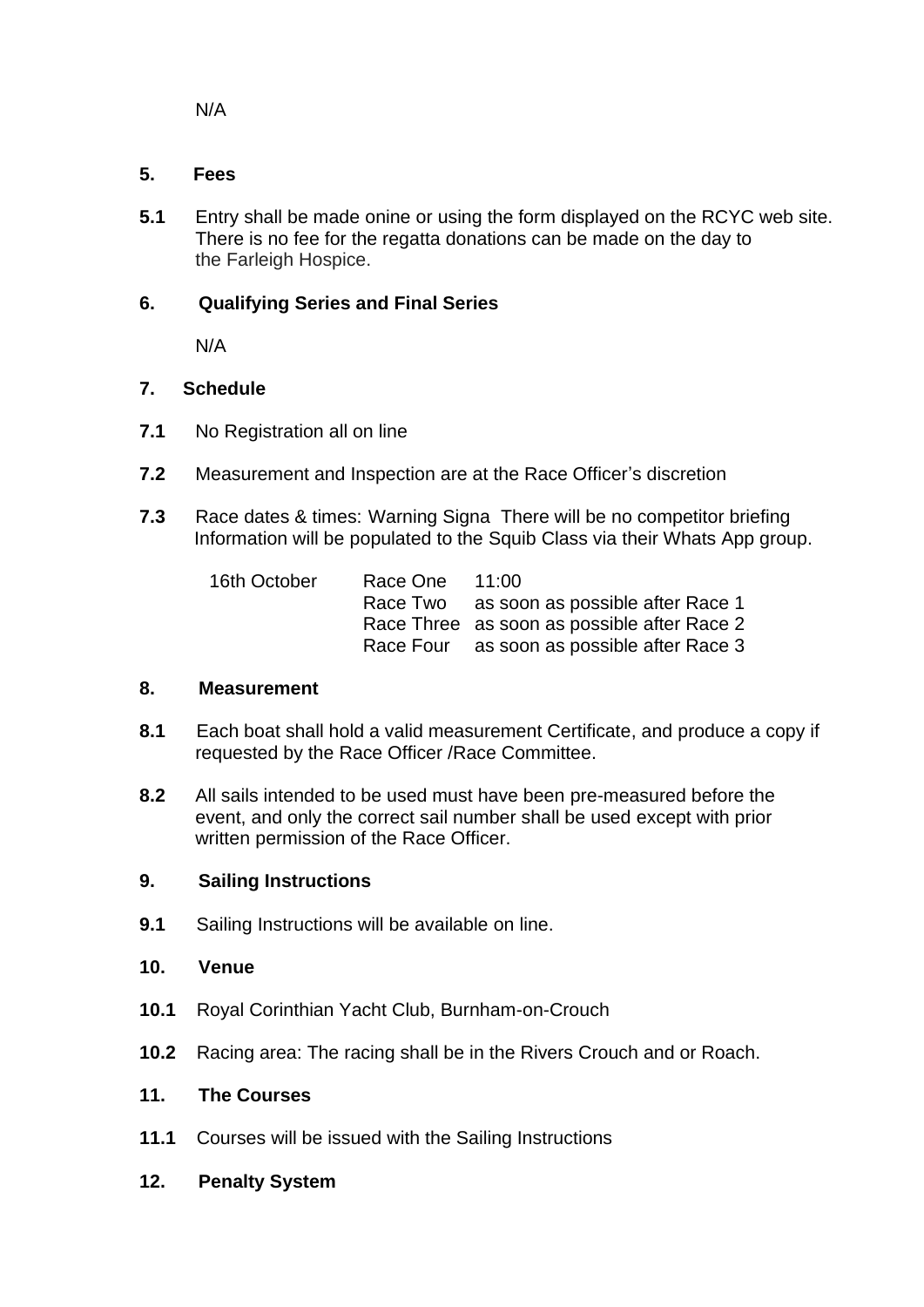N/A

**5. Fees**

**5.1** Entry shall be made onine or using the form displayed on the RCYC web site. There is no fee for the regatta donations can be made on the day to the Farleigh Hospice.

**6. Qualifying Series and Final Series**

N/A

**7. Schedule**

**7.1** No Registration all on line

**7.2** Measurement and Inspection are at the Race Officer's discretion

**7.3** Race dates & times: Warning Signa There will be no competitor briefing Information will be populated to the Squib Class via their Whats App group.

| | | |
|---|---|---|
| 16th October | Race One | 11:00 |
| | Race Two | as soon as possible after Race 1 |
| | Race Three | as soon as possible after Race 2 |
| | Race Four | as soon as possible after Race 3 |

**8. Measurement**

**8.1** Each boat shall hold a valid measurement Certificate, and produce a copy if requested by the Race Officer /Race Committee.

**8.2** All sails intended to be used must have been pre-measured before the event, and only the correct sail number shall be used except with prior written permission of the Race Officer.

**9. Sailing Instructions**

**9.1** Sailing Instructions will be available on line.

**10. Venue**

**10.1** Royal Corinthian Yacht Club, Burnham-on-Crouch

**10.2** Racing area: The racing shall be in the Rivers Crouch and or Roach.

**11. The Courses**

**11.1** Courses will be issued with the Sailing Instructions

**12. Penalty System**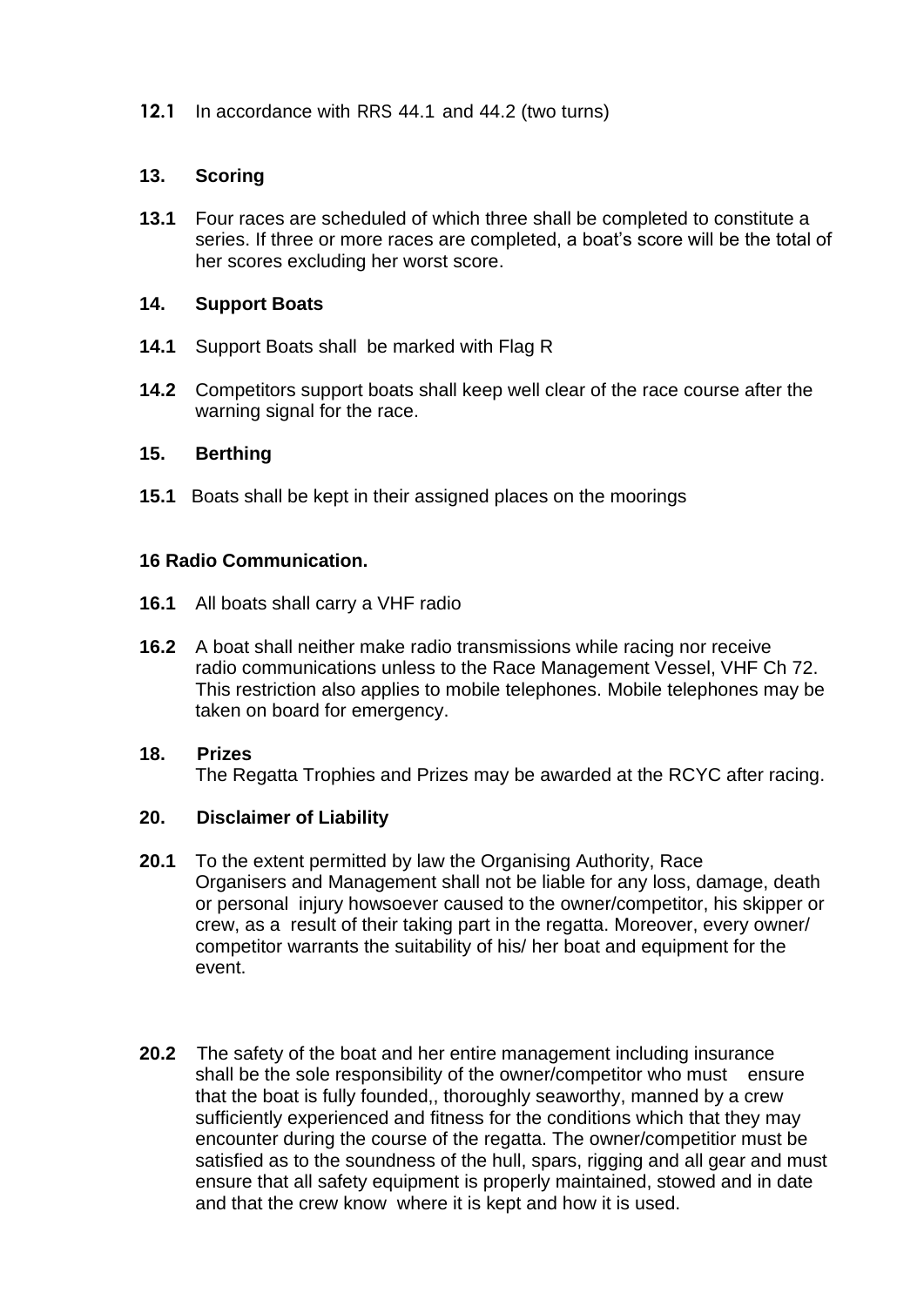**12.1** In accordance with RRS 44.1 and 44.2 (two turns)

## 13. Scoring

**13.1** Four races are scheduled of which three shall be completed to constitute a series. If three or more races are completed, a boat's score will be the total of her scores excluding her worst score.

## 14. Support Boats

**14.1** Support Boats shall be marked with Flag R

**14.2** Competitors support boats shall keep well clear of the race course after the warning signal for the race.

## 15. Berthing

**15.1** Boats shall be kept in their assigned places on the moorings

## 16 Radio Communication.

**16.1** All boats shall carry a VHF radio

**16.2** A boat shall neither make radio transmissions while racing nor receive radio communications unless to the Race Management Vessel, VHF Ch 72. This restriction also applies to mobile telephones. Mobile telephones may be taken on board for emergency.

## 18. Prizes

The Regatta Trophies and Prizes may be awarded at the RCYC after racing.

## 20. Disclaimer of Liability

**20.1** To the extent permitted by law the Organising Authority, Race Organisers and Management shall not be liable for any loss, damage, death or personal injury howsoever caused to the owner/competitor, his skipper or crew, as a result of their taking part in the regatta. Moreover, every owner/ competitor warrants the suitability of his/ her boat and equipment for the event.

**20.2** The safety of the boat and her entire management including insurance shall be the sole responsibility of the owner/competitor who must ensure that the boat is fully founded,, thoroughly seaworthy, manned by a crew sufficiently experienced and fitness for the conditions which that they may encounter during the course of the regatta. The owner/competitior must be satisfied as to the soundness of the hull, spars, rigging and all gear and must ensure that all safety equipment is properly maintained, stowed and in date and that the crew know where it is kept and how it is used.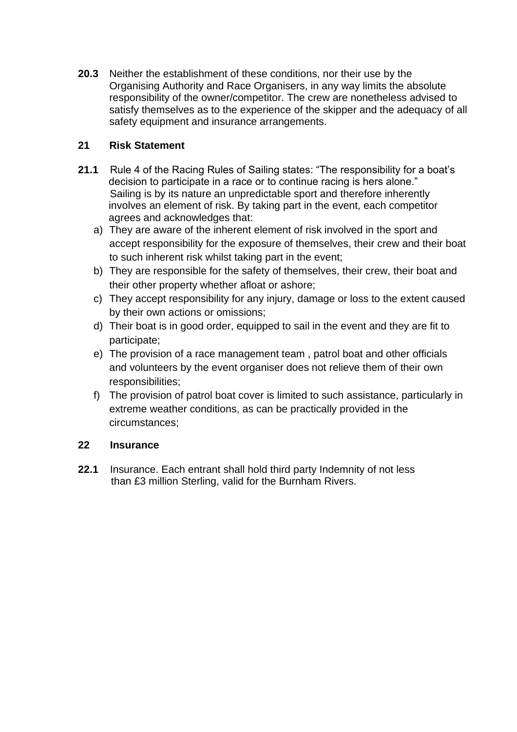**20.3** Neither the establishment of these conditions, nor their use by the Organising Authority and Race Organisers, in any way limits the absolute responsibility of the owner/competitor. The crew are nonetheless advised to satisfy themselves as to the experience of the skipper and the adequacy of all safety equipment and insurance arrangements.

## 21 Risk Statement

**21.1** Rule 4 of the Racing Rules of Sailing states: "The responsibility for a boat's decision to participate in a race or to continue racing is hers alone." Sailing is by its nature an unpredictable sport and therefore inherently involves an element of risk. By taking part in the event, each competitor agrees and acknowledges that:

a) They are aware of the inherent element of risk involved in the sport and accept responsibility for the exposure of themselves, their crew and their boat to such inherent risk whilst taking part in the event;

b) They are responsible for the safety of themselves, their crew, their boat and their other property whether afloat or ashore;

c) They accept responsibility for any injury, damage or loss to the extent caused by their own actions or omissions;

d) Their boat is in good order, equipped to sail in the event and they are fit to participate;

e) The provision of a race management team , patrol boat and other officials and volunteers by the event organiser does not relieve them of their own responsibilities;

f) The provision of patrol boat cover is limited to such assistance, particularly in extreme weather conditions, as can be practically provided in the circumstances;

## 22 Insurance

**22.1** Insurance. Each entrant shall hold third party Indemnity of not less than £3 million Sterling, valid for the Burnham Rivers.